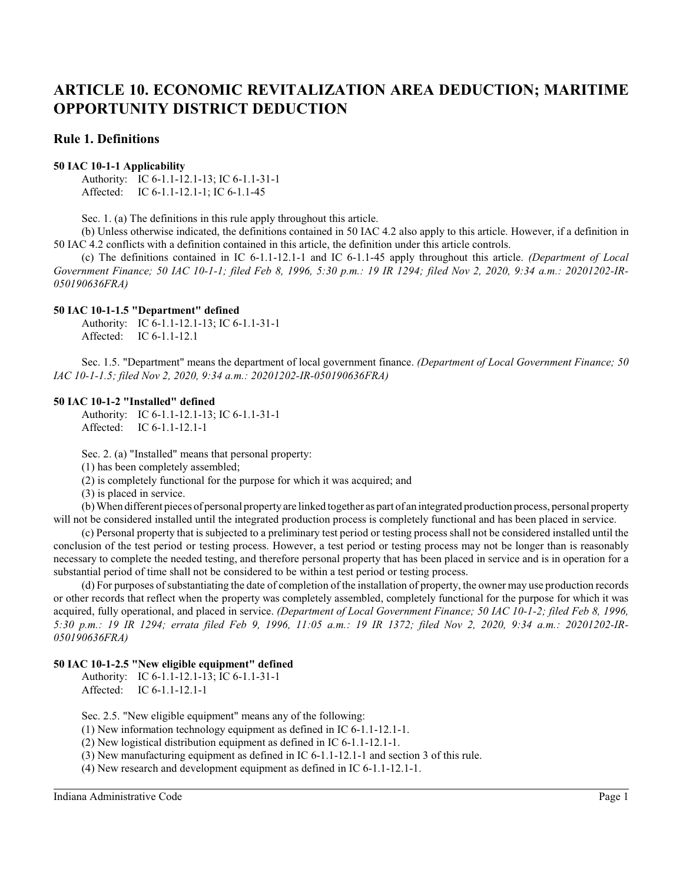# ARTICLE 10. ECONOMIC REVITALIZATION AREA DEDUCTION; MARITIME OPPORTUNITY DISTRICT DEDUCTION

## Rule 1. Definitions

**50 IAC 10-1-1 Applicability**

Authority: IC 6-1.1-12.1-13; IC 6-1.1-31-1
Affected: IC 6-1.1-12.1-1; IC 6-1.1-45

Sec. 1. (a) The definitions in this rule apply throughout this article.

(b) Unless otherwise indicated, the definitions contained in 50 IAC 4.2 also apply to this article. However, if a definition in 50 IAC 4.2 conflicts with a definition contained in this article, the definition under this article controls.

(c) The definitions contained in IC 6-1.1-12.1-1 and IC 6-1.1-45 apply throughout this article. *(Department of Local Government Finance; 50 IAC 10-1-1; filed Feb 8, 1996, 5:30 p.m.: 19 IR 1294; filed Nov 2, 2020, 9:34 a.m.: 20201202-IR-050190636FRA)*

**50 IAC 10-1-1.5 "Department" defined**

Authority: IC 6-1.1-12.1-13; IC 6-1.1-31-1
Affected: IC 6-1.1-12.1

Sec. 1.5. "Department" means the department of local government finance. *(Department of Local Government Finance; 50 IAC 10-1-1.5; filed Nov 2, 2020, 9:34 a.m.: 20201202-IR-050190636FRA)*

**50 IAC 10-1-2 "Installed" defined**

Authority: IC 6-1.1-12.1-13; IC 6-1.1-31-1
Affected: IC 6-1.1-12.1-1

Sec. 2. (a) "Installed" means that personal property:

(1) has been completely assembled;

(2) is completely functional for the purpose for which it was acquired; and

(3) is placed in service.

(b) When different pieces of personal property are linked together as part of an integrated production process, personal property will not be considered installed until the integrated production process is completely functional and has been placed in service.

(c) Personal property that is subjected to a preliminary test period or testing process shall not be considered installed until the conclusion of the test period or testing process. However, a test period or testing process may not be longer than is reasonably necessary to complete the needed testing, and therefore personal property that has been placed in service and is in operation for a substantial period of time shall not be considered to be within a test period or testing process.

(d) For purposes of substantiating the date of completion of the installation of property, the owner may use production records or other records that reflect when the property was completely assembled, completely functional for the purpose for which it was acquired, fully operational, and placed in service. *(Department of Local Government Finance; 50 IAC 10-1-2; filed Feb 8, 1996, 5:30 p.m.: 19 IR 1294; errata filed Feb 9, 1996, 11:05 a.m.: 19 IR 1372; filed Nov 2, 2020, 9:34 a.m.: 20201202-IR-050190636FRA)*

**50 IAC 10-1-2.5 "New eligible equipment" defined**

Authority: IC 6-1.1-12.1-13; IC 6-1.1-31-1
Affected: IC 6-1.1-12.1-1

Sec. 2.5. "New eligible equipment" means any of the following:

(1) New information technology equipment as defined in IC 6-1.1-12.1-1.

(2) New logistical distribution equipment as defined in IC 6-1.1-12.1-1.

(3) New manufacturing equipment as defined in IC 6-1.1-12.1-1 and section 3 of this rule.

(4) New research and development equipment as defined in IC 6-1.1-12.1-1.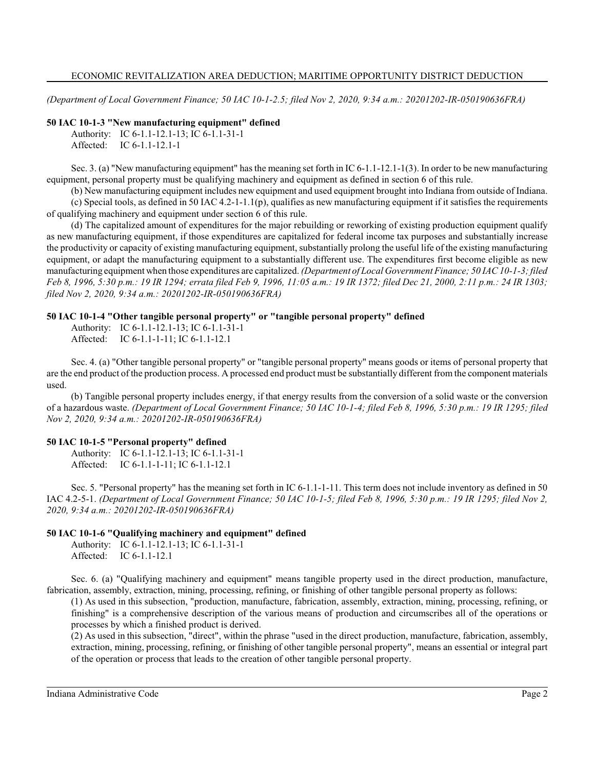*(Department of Local Government Finance; 50 IAC 10-1-2.5; filed Nov 2, 2020, 9:34 a.m.: 20201202-IR-050190636FRA)*

**50 IAC 10-1-3 "New manufacturing equipment" defined**

Authority: IC 6-1.1-12.1-13; IC 6-1.1-31-1
Affected: IC 6-1.1-12.1-1

Sec. 3. (a) "New manufacturing equipment" has the meaning set forth in IC 6-1.1-12.1-1(3). In order to be new manufacturing equipment, personal property must be qualifying machinery and equipment as defined in section 6 of this rule.

(b) New manufacturing equipment includes new equipment and used equipment brought into Indiana from outside of Indiana.

(c) Special tools, as defined in 50 IAC 4.2-1-1.1(p), qualifies as new manufacturing equipment if it satisfies the requirements of qualifying machinery and equipment under section 6 of this rule.

(d) The capitalized amount of expenditures for the major rebuilding or reworking of existing production equipment qualify as new manufacturing equipment, if those expenditures are capitalized for federal income tax purposes and substantially increase the productivity or capacity of existing manufacturing equipment, substantially prolong the useful life of the existing manufacturing equipment, or adapt the manufacturing equipment to a substantially different use. The expenditures first become eligible as new manufacturing equipment when those expenditures are capitalized. *(Department of Local Government Finance; 50 IAC 10-1-3; filed Feb 8, 1996, 5:30 p.m.: 19 IR 1294; errata filed Feb 9, 1996, 11:05 a.m.: 19 IR 1372; filed Dec 21, 2000, 2:11 p.m.: 24 IR 1303; filed Nov 2, 2020, 9:34 a.m.: 20201202-IR-050190636FRA)*

**50 IAC 10-1-4 "Other tangible personal property" or "tangible personal property" defined**

Authority: IC 6-1.1-12.1-13; IC 6-1.1-31-1
Affected: IC 6-1.1-1-11; IC 6-1.1-12.1

Sec. 4. (a) "Other tangible personal property" or "tangible personal property" means goods or items of personal property that are the end product of the production process. A processed end product must be substantially different from the component materials used.

(b) Tangible personal property includes energy, if that energy results from the conversion of a solid waste or the conversion of a hazardous waste. *(Department of Local Government Finance; 50 IAC 10-1-4; filed Feb 8, 1996, 5:30 p.m.: 19 IR 1295; filed Nov 2, 2020, 9:34 a.m.: 20201202-IR-050190636FRA)*

**50 IAC 10-1-5 "Personal property" defined**

Authority: IC 6-1.1-12.1-13; IC 6-1.1-31-1
Affected: IC 6-1.1-1-11; IC 6-1.1-12.1

Sec. 5. "Personal property" has the meaning set forth in IC 6-1.1-1-11. This term does not include inventory as defined in 50 IAC 4.2-5-1. *(Department of Local Government Finance; 50 IAC 10-1-5; filed Feb 8, 1996, 5:30 p.m.: 19 IR 1295; filed Nov 2, 2020, 9:34 a.m.: 20201202-IR-050190636FRA)*

**50 IAC 10-1-6 "Qualifying machinery and equipment" defined**

Authority: IC 6-1.1-12.1-13; IC 6-1.1-31-1
Affected: IC 6-1.1-12.1

Sec. 6. (a) "Qualifying machinery and equipment" means tangible property used in the direct production, manufacture, fabrication, assembly, extraction, mining, processing, refining, or finishing of other tangible personal property as follows:

(1) As used in this subsection, "production, manufacture, fabrication, assembly, extraction, mining, processing, refining, or finishing" is a comprehensive description of the various means of production and circumscribes all of the operations or processes by which a finished product is derived.

(2) As used in this subsection, "direct", within the phrase "used in the direct production, manufacture, fabrication, assembly, extraction, mining, processing, refining, or finishing of other tangible personal property", means an essential or integral part of the operation or process that leads to the creation of other tangible personal property.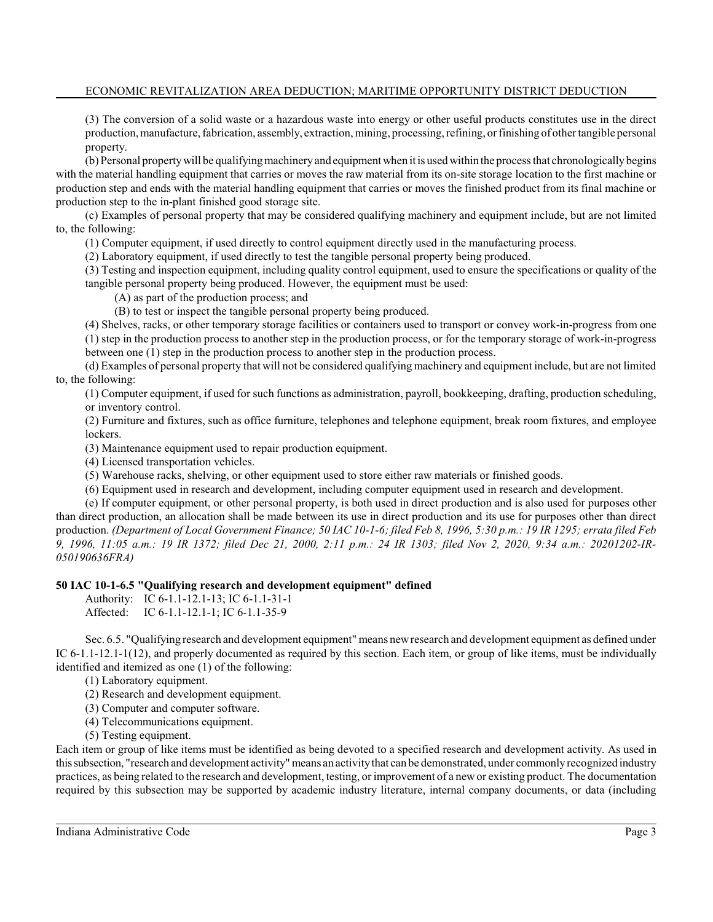(3) The conversion of a solid waste or a hazardous waste into energy or other useful products constitutes use in the direct production, manufacture, fabrication, assembly, extraction, mining, processing, refining, or finishing of other tangible personal property.

(b) Personal property will be qualifying machinery and equipment when it is used within the process that chronologically begins with the material handling equipment that carries or moves the raw material from its on-site storage location to the first machine or production step and ends with the material handling equipment that carries or moves the finished product from its final machine or production step to the in-plant finished good storage site.

(c) Examples of personal property that may be considered qualifying machinery and equipment include, but are not limited to, the following:

(1) Computer equipment, if used directly to control equipment directly used in the manufacturing process.

(2) Laboratory equipment, if used directly to test the tangible personal property being produced.

(3) Testing and inspection equipment, including quality control equipment, used to ensure the specifications or quality of the tangible personal property being produced. However, the equipment must be used:

(A) as part of the production process; and

(B) to test or inspect the tangible personal property being produced.

(4) Shelves, racks, or other temporary storage facilities or containers used to transport or convey work-in-progress from one (1) step in the production process to another step in the production process, or for the temporary storage of work-in-progress between one (1) step in the production process to another step in the production process.

(d) Examples of personal property that will not be considered qualifying machinery and equipment include, but are not limited to, the following:

(1) Computer equipment, if used for such functions as administration, payroll, bookkeeping, drafting, production scheduling, or inventory control.

(2) Furniture and fixtures, such as office furniture, telephones and telephone equipment, break room fixtures, and employee lockers.

(3) Maintenance equipment used to repair production equipment.

(4) Licensed transportation vehicles.

(5) Warehouse racks, shelving, or other equipment used to store either raw materials or finished goods.

(6) Equipment used in research and development, including computer equipment used in research and development.

(e) If computer equipment, or other personal property, is both used in direct production and is also used for purposes other than direct production, an allocation shall be made between its use in direct production and its use for purposes other than direct production. *(Department of Local Government Finance; 50 IAC 10-1-6; filed Feb 8, 1996, 5:30 p.m.: 19 IR 1295; errata filed Feb 9, 1996, 11:05 a.m.: 19 IR 1372; filed Dec 21, 2000, 2:11 p.m.: 24 IR 1303; filed Nov 2, 2020, 9:34 a.m.: 20201202-IR-050190636FRA)*

### 50 IAC 10-1-6.5 "Qualifying research and development equipment" defined

Authority: IC 6-1.1-12.1-13; IC 6-1.1-31-1
Affected: IC 6-1.1-12.1-1; IC 6-1.1-35-9

Sec. 6.5. "Qualifying research and development equipment" means new research and development equipment as defined under IC 6-1.1-12.1-1(12), and properly documented as required by this section. Each item, or group of like items, must be individually identified and itemized as one (1) of the following:

(1) Laboratory equipment.

(2) Research and development equipment.

(3) Computer and computer software.

(4) Telecommunications equipment.

(5) Testing equipment.

Each item or group of like items must be identified as being devoted to a specified research and development activity. As used in this subsection, "research and development activity" means an activity that can be demonstrated, under commonly recognized industry practices, as being related to the research and development, testing, or improvement of a new or existing product. The documentation required by this subsection may be supported by academic industry literature, internal company documents, or data (including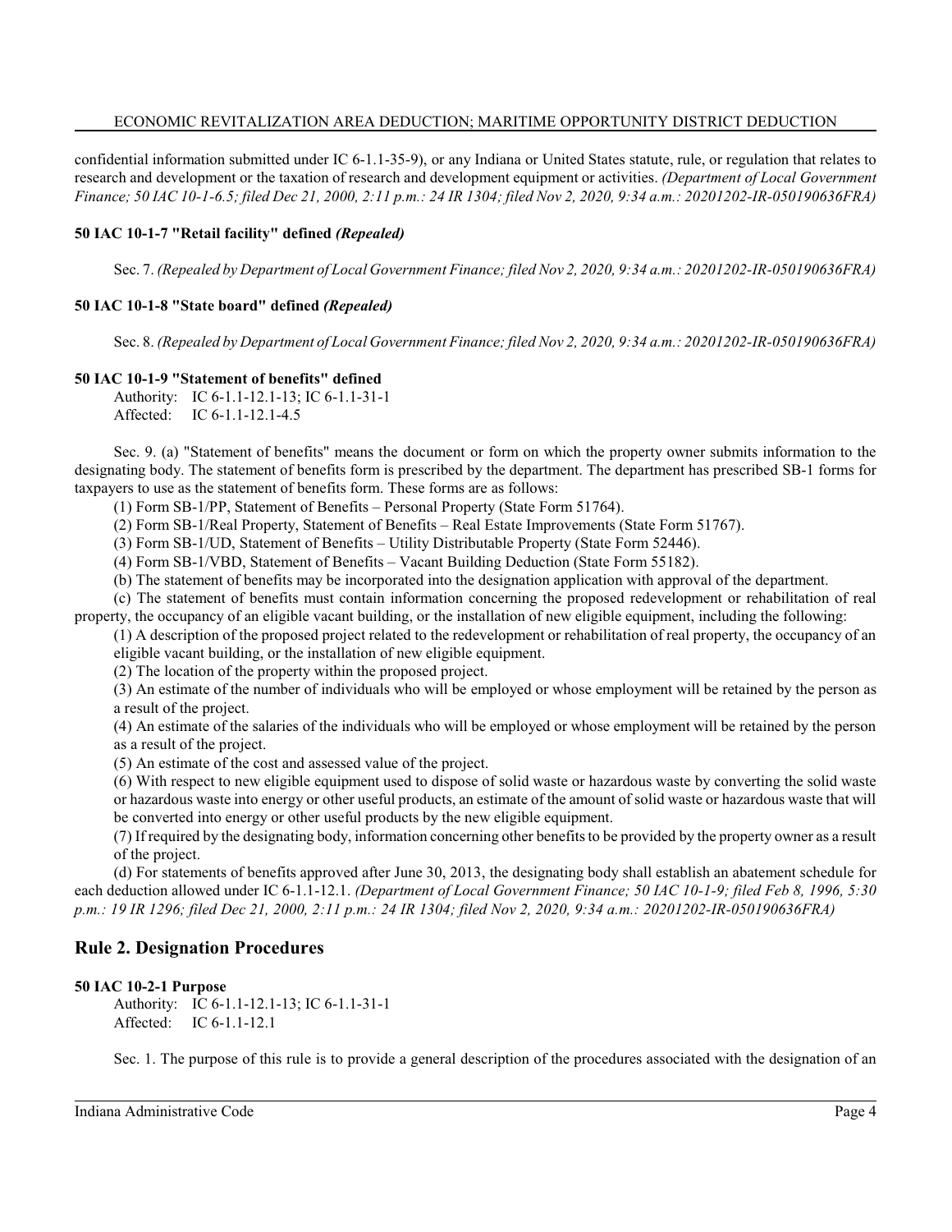confidential information submitted under IC 6-1.1-35-9), or any Indiana or United States statute, rule, or regulation that relates to research and development or the taxation of research and development equipment or activities. *(Department of Local Government Finance; 50 IAC 10-1-6.5; filed Dec 21, 2000, 2:11 p.m.: 24 IR 1304; filed Nov 2, 2020, 9:34 a.m.: 20201202-IR-050190636FRA)*

**50 IAC 10-1-7 "Retail facility" defined *(Repealed)***

Sec. 7. *(Repealed by Department of Local Government Finance; filed Nov 2, 2020, 9:34 a.m.: 20201202-IR-050190636FRA)*

**50 IAC 10-1-8 "State board" defined *(Repealed)***

Sec. 8. *(Repealed by Department of Local Government Finance; filed Nov 2, 2020, 9:34 a.m.: 20201202-IR-050190636FRA)*

**50 IAC 10-1-9 "Statement of benefits" defined**

Authority: IC 6-1.1-12.1-13; IC 6-1.1-31-1
Affected: IC 6-1.1-12.1-4.5

Sec. 9. (a) "Statement of benefits" means the document or form on which the property owner submits information to the designating body. The statement of benefits form is prescribed by the department. The department has prescribed SB-1 forms for taxpayers to use as the statement of benefits form. These forms are as follows:

(1) Form SB-1/PP, Statement of Benefits – Personal Property (State Form 51764).

(2) Form SB-1/Real Property, Statement of Benefits – Real Estate Improvements (State Form 51767).

(3) Form SB-1/UD, Statement of Benefits – Utility Distributable Property (State Form 52446).

(4) Form SB-1/VBD, Statement of Benefits – Vacant Building Deduction (State Form 55182).

(b) The statement of benefits may be incorporated into the designation application with approval of the department.

(c) The statement of benefits must contain information concerning the proposed redevelopment or rehabilitation of real property, the occupancy of an eligible vacant building, or the installation of new eligible equipment, including the following:

(1) A description of the proposed project related to the redevelopment or rehabilitation of real property, the occupancy of an eligible vacant building, or the installation of new eligible equipment.

(2) The location of the property within the proposed project.

(3) An estimate of the number of individuals who will be employed or whose employment will be retained by the person as a result of the project.

(4) An estimate of the salaries of the individuals who will be employed or whose employment will be retained by the person as a result of the project.

(5) An estimate of the cost and assessed value of the project.

(6) With respect to new eligible equipment used to dispose of solid waste or hazardous waste by converting the solid waste or hazardous waste into energy or other useful products, an estimate of the amount of solid waste or hazardous waste that will be converted into energy or other useful products by the new eligible equipment.

(7) If required by the designating body, information concerning other benefits to be provided by the property owner as a result of the project.

(d) For statements of benefits approved after June 30, 2013, the designating body shall establish an abatement schedule for each deduction allowed under IC 6-1.1-12.1. *(Department of Local Government Finance; 50 IAC 10-1-9; filed Feb 8, 1996, 5:30 p.m.: 19 IR 1296; filed Dec 21, 2000, 2:11 p.m.: 24 IR 1304; filed Nov 2, 2020, 9:34 a.m.: 20201202-IR-050190636FRA)*

## Rule 2. Designation Procedures

**50 IAC 10-2-1 Purpose**

Authority: IC 6-1.1-12.1-13; IC 6-1.1-31-1
Affected: IC 6-1.1-12.1

Sec. 1. The purpose of this rule is to provide a general description of the procedures associated with the designation of an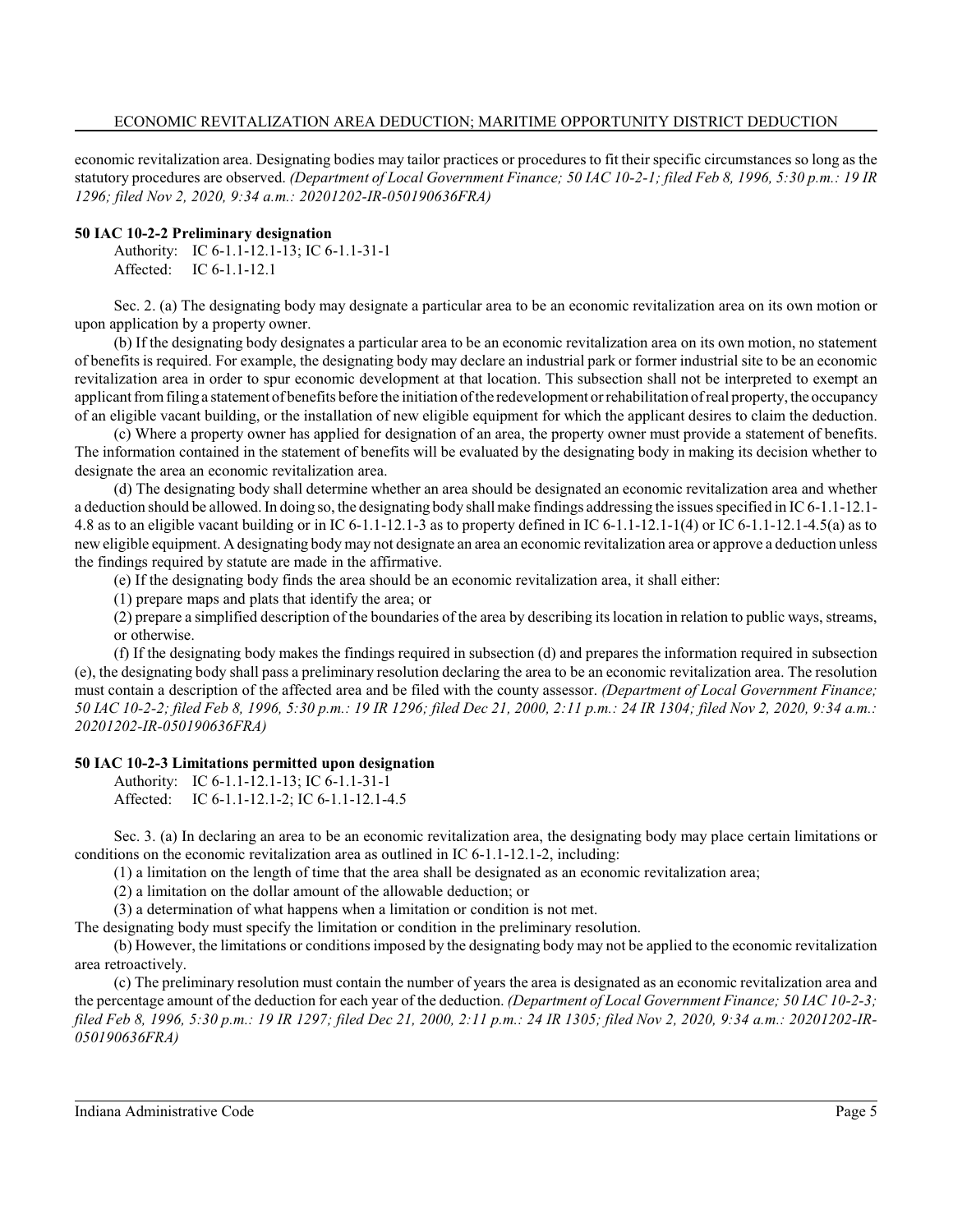economic revitalization area. Designating bodies may tailor practices or procedures to fit their specific circumstances so long as the statutory procedures are observed. *(Department of Local Government Finance; 50 IAC 10-2-1; filed Feb 8, 1996, 5:30 p.m.: 19 IR 1296; filed Nov 2, 2020, 9:34 a.m.: 20201202-IR-050190636FRA)*

**50 IAC 10-2-2 Preliminary designation**

Authority: IC 6-1.1-12.1-13; IC 6-1.1-31-1
Affected: IC 6-1.1-12.1

Sec. 2. (a) The designating body may designate a particular area to be an economic revitalization area on its own motion or upon application by a property owner.

(b) If the designating body designates a particular area to be an economic revitalization area on its own motion, no statement of benefits is required. For example, the designating body may declare an industrial park or former industrial site to be an economic revitalization area in order to spur economic development at that location. This subsection shall not be interpreted to exempt an applicant from filing a statement of benefits before the initiation of the redevelopment or rehabilitation of real property, the occupancy of an eligible vacant building, or the installation of new eligible equipment for which the applicant desires to claim the deduction.

(c) Where a property owner has applied for designation of an area, the property owner must provide a statement of benefits. The information contained in the statement of benefits will be evaluated by the designating body in making its decision whether to designate the area an economic revitalization area.

(d) The designating body shall determine whether an area should be designated an economic revitalization area and whether a deduction should be allowed. In doing so, the designating body shall make findings addressing the issues specified in IC 6-1.1-12.1-4.8 as to an eligible vacant building or in IC 6-1.1-12.1-3 as to property defined in IC 6-1.1-12.1-1(4) or IC 6-1.1-12.1-4.5(a) as to new eligible equipment. A designating body may not designate an area an economic revitalization area or approve a deduction unless the findings required by statute are made in the affirmative.

(e) If the designating body finds the area should be an economic revitalization area, it shall either:

(1) prepare maps and plats that identify the area; or

(2) prepare a simplified description of the boundaries of the area by describing its location in relation to public ways, streams, or otherwise.

(f) If the designating body makes the findings required in subsection (d) and prepares the information required in subsection (e), the designating body shall pass a preliminary resolution declaring the area to be an economic revitalization area. The resolution must contain a description of the affected area and be filed with the county assessor. *(Department of Local Government Finance; 50 IAC 10-2-2; filed Feb 8, 1996, 5:30 p.m.: 19 IR 1296; filed Dec 21, 2000, 2:11 p.m.: 24 IR 1304; filed Nov 2, 2020, 9:34 a.m.: 20201202-IR-050190636FRA)*

**50 IAC 10-2-3 Limitations permitted upon designation**

Authority: IC 6-1.1-12.1-13; IC 6-1.1-31-1
Affected: IC 6-1.1-12.1-2; IC 6-1.1-12.1-4.5

Sec. 3. (a) In declaring an area to be an economic revitalization area, the designating body may place certain limitations or conditions on the economic revitalization area as outlined in IC 6-1.1-12.1-2, including:

(1) a limitation on the length of time that the area shall be designated as an economic revitalization area;

(2) a limitation on the dollar amount of the allowable deduction; or

(3) a determination of what happens when a limitation or condition is not met.

The designating body must specify the limitation or condition in the preliminary resolution.

(b) However, the limitations or conditions imposed by the designating body may not be applied to the economic revitalization area retroactively.

(c) The preliminary resolution must contain the number of years the area is designated as an economic revitalization area and the percentage amount of the deduction for each year of the deduction. *(Department of Local Government Finance; 50 IAC 10-2-3; filed Feb 8, 1996, 5:30 p.m.: 19 IR 1297; filed Dec 21, 2000, 2:11 p.m.: 24 IR 1305; filed Nov 2, 2020, 9:34 a.m.: 20201202-IR-050190636FRA)*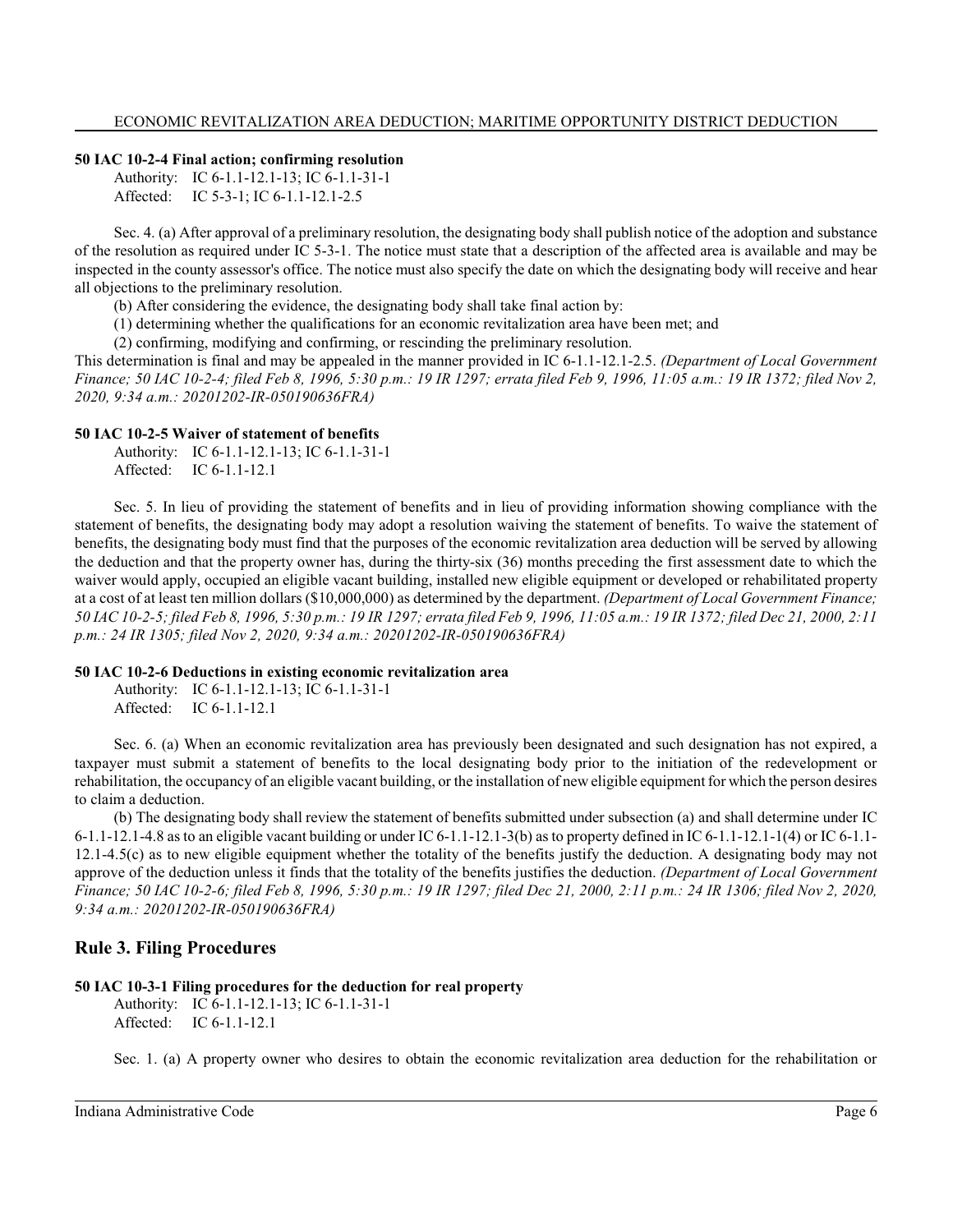### 50 IAC 10-2-4 Final action; confirming resolution

Authority: IC 6-1.1-12.1-13; IC 6-1.1-31-1
Affected: IC 5-3-1; IC 6-1.1-12.1-2.5

Sec. 4. (a) After approval of a preliminary resolution, the designating body shall publish notice of the adoption and substance of the resolution as required under IC 5-3-1. The notice must state that a description of the affected area is available and may be inspected in the county assessor's office. The notice must also specify the date on which the designating body will receive and hear all objections to the preliminary resolution.

(b) After considering the evidence, the designating body shall take final action by:

(1) determining whether the qualifications for an economic revitalization area have been met; and

(2) confirming, modifying and confirming, or rescinding the preliminary resolution.

This determination is final and may be appealed in the manner provided in IC 6-1.1-12.1-2.5. *(Department of Local Government Finance; 50 IAC 10-2-4; filed Feb 8, 1996, 5:30 p.m.: 19 IR 1297; errata filed Feb 9, 1996, 11:05 a.m.: 19 IR 1372; filed Nov 2, 2020, 9:34 a.m.: 20201202-IR-050190636FRA)*

### 50 IAC 10-2-5 Waiver of statement of benefits

Authority: IC 6-1.1-12.1-13; IC 6-1.1-31-1
Affected: IC 6-1.1-12.1

Sec. 5. In lieu of providing the statement of benefits and in lieu of providing information showing compliance with the statement of benefits, the designating body may adopt a resolution waiving the statement of benefits. To waive the statement of benefits, the designating body must find that the purposes of the economic revitalization area deduction will be served by allowing the deduction and that the property owner has, during the thirty-six (36) months preceding the first assessment date to which the waiver would apply, occupied an eligible vacant building, installed new eligible equipment or developed or rehabilitated property at a cost of at least ten million dollars ($10,000,000) as determined by the department. *(Department of Local Government Finance; 50 IAC 10-2-5; filed Feb 8, 1996, 5:30 p.m.: 19 IR 1297; errata filed Feb 9, 1996, 11:05 a.m.: 19 IR 1372; filed Dec 21, 2000, 2:11 p.m.: 24 IR 1305; filed Nov 2, 2020, 9:34 a.m.: 20201202-IR-050190636FRA)*

### 50 IAC 10-2-6 Deductions in existing economic revitalization area

Authority: IC 6-1.1-12.1-13; IC 6-1.1-31-1
Affected: IC 6-1.1-12.1

Sec. 6. (a) When an economic revitalization area has previously been designated and such designation has not expired, a taxpayer must submit a statement of benefits to the local designating body prior to the initiation of the redevelopment or rehabilitation, the occupancy of an eligible vacant building, or the installation of new eligible equipment for which the person desires to claim a deduction.

(b) The designating body shall review the statement of benefits submitted under subsection (a) and shall determine under IC 6-1.1-12.1-4.8 as to an eligible vacant building or under IC 6-1.1-12.1-3(b) as to property defined in IC 6-1.1-12.1-1(4) or IC 6-1.1-12.1-4.5(c) as to new eligible equipment whether the totality of the benefits justify the deduction. A designating body may not approve of the deduction unless it finds that the totality of the benefits justifies the deduction. *(Department of Local Government Finance; 50 IAC 10-2-6; filed Feb 8, 1996, 5:30 p.m.: 19 IR 1297; filed Dec 21, 2000, 2:11 p.m.: 24 IR 1306; filed Nov 2, 2020, 9:34 a.m.: 20201202-IR-050190636FRA)*

## Rule 3. Filing Procedures

### 50 IAC 10-3-1 Filing procedures for the deduction for real property

Authority: IC 6-1.1-12.1-13; IC 6-1.1-31-1
Affected: IC 6-1.1-12.1

Sec. 1. (a) A property owner who desires to obtain the economic revitalization area deduction for the rehabilitation or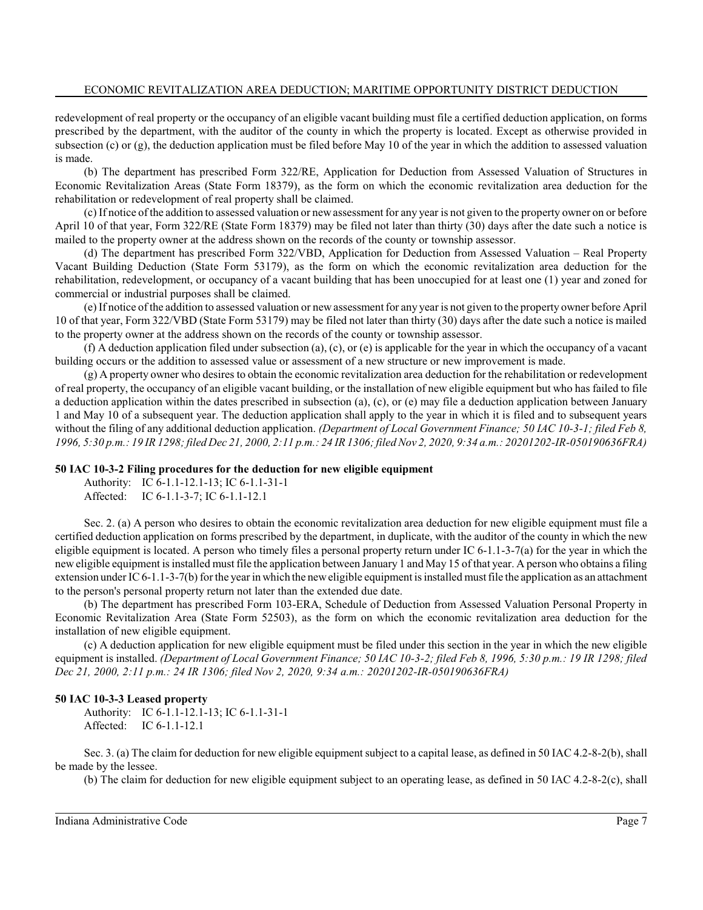redevelopment of real property or the occupancy of an eligible vacant building must file a certified deduction application, on forms prescribed by the department, with the auditor of the county in which the property is located. Except as otherwise provided in subsection (c) or (g), the deduction application must be filed before May 10 of the year in which the addition to assessed valuation is made.

(b) The department has prescribed Form 322/RE, Application for Deduction from Assessed Valuation of Structures in Economic Revitalization Areas (State Form 18379), as the form on which the economic revitalization area deduction for the rehabilitation or redevelopment of real property shall be claimed.

(c) If notice of the addition to assessed valuation or new assessment for any year is not given to the property owner on or before April 10 of that year, Form 322/RE (State Form 18379) may be filed not later than thirty (30) days after the date such a notice is mailed to the property owner at the address shown on the records of the county or township assessor.

(d) The department has prescribed Form 322/VBD, Application for Deduction from Assessed Valuation – Real Property Vacant Building Deduction (State Form 53179), as the form on which the economic revitalization area deduction for the rehabilitation, redevelopment, or occupancy of a vacant building that has been unoccupied for at least one (1) year and zoned for commercial or industrial purposes shall be claimed.

(e) If notice of the addition to assessed valuation or new assessment for any year is not given to the property owner before April 10 of that year, Form 322/VBD (State Form 53179) may be filed not later than thirty (30) days after the date such a notice is mailed to the property owner at the address shown on the records of the county or township assessor.

(f) A deduction application filed under subsection (a), (c), or (e) is applicable for the year in which the occupancy of a vacant building occurs or the addition to assessed value or assessment of a new structure or new improvement is made.

(g) A property owner who desires to obtain the economic revitalization area deduction for the rehabilitation or redevelopment of real property, the occupancy of an eligible vacant building, or the installation of new eligible equipment but who has failed to file a deduction application within the dates prescribed in subsection (a), (c), or (e) may file a deduction application between January 1 and May 10 of a subsequent year. The deduction application shall apply to the year in which it is filed and to subsequent years without the filing of any additional deduction application. *(Department of Local Government Finance; 50 IAC 10-3-1; filed Feb 8, 1996, 5:30 p.m.: 19 IR 1298; filed Dec 21, 2000, 2:11 p.m.: 24 IR 1306; filed Nov 2, 2020, 9:34 a.m.: 20201202-IR-050190636FRA)*

**50 IAC 10-3-2 Filing procedures for the deduction for new eligible equipment**

Authority: IC 6-1.1-12.1-13; IC 6-1.1-31-1
Affected: IC 6-1.1-3-7; IC 6-1.1-12.1

Sec. 2. (a) A person who desires to obtain the economic revitalization area deduction for new eligible equipment must file a certified deduction application on forms prescribed by the department, in duplicate, with the auditor of the county in which the new eligible equipment is located. A person who timely files a personal property return under IC 6-1.1-3-7(a) for the year in which the new eligible equipment is installed must file the application between January 1 and May 15 of that year. A person who obtains a filing extension under IC 6-1.1-3-7(b) for the year in which the new eligible equipment is installed must file the application as an attachment to the person's personal property return not later than the extended due date.

(b) The department has prescribed Form 103-ERA, Schedule of Deduction from Assessed Valuation Personal Property in Economic Revitalization Area (State Form 52503), as the form on which the economic revitalization area deduction for the installation of new eligible equipment.

(c) A deduction application for new eligible equipment must be filed under this section in the year in which the new eligible equipment is installed. *(Department of Local Government Finance; 50 IAC 10-3-2; filed Feb 8, 1996, 5:30 p.m.: 19 IR 1298; filed Dec 21, 2000, 2:11 p.m.: 24 IR 1306; filed Nov 2, 2020, 9:34 a.m.: 20201202-IR-050190636FRA)*

**50 IAC 10-3-3 Leased property**

Authority: IC 6-1.1-12.1-13; IC 6-1.1-31-1
Affected: IC 6-1.1-12.1

Sec. 3. (a) The claim for deduction for new eligible equipment subject to a capital lease, as defined in 50 IAC 4.2-8-2(b), shall be made by the lessee.

(b) The claim for deduction for new eligible equipment subject to an operating lease, as defined in 50 IAC 4.2-8-2(c), shall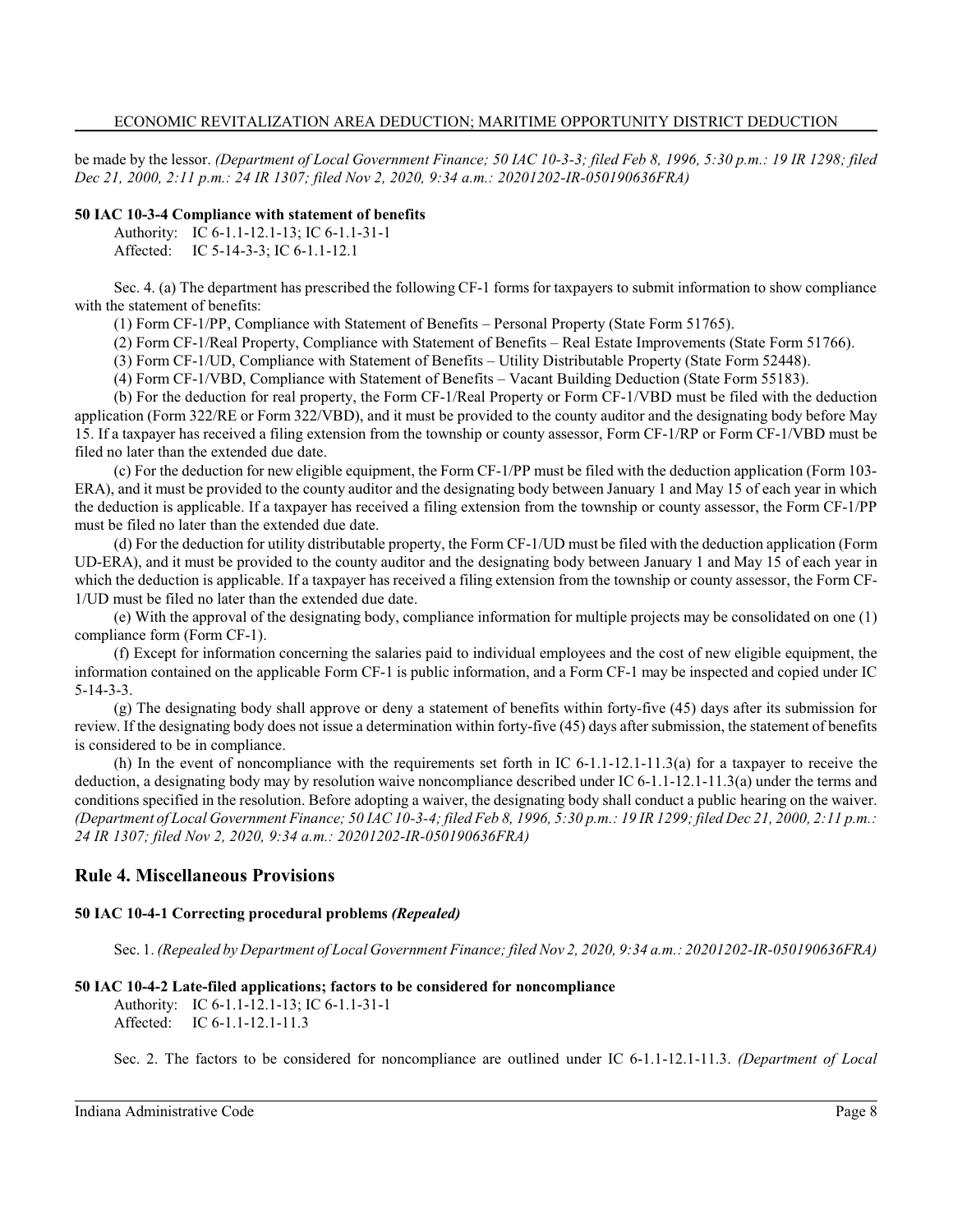be made by the lessor. *(Department of Local Government Finance; 50 IAC 10-3-3; filed Feb 8, 1996, 5:30 p.m.: 19 IR 1298; filed Dec 21, 2000, 2:11 p.m.: 24 IR 1307; filed Nov 2, 2020, 9:34 a.m.: 20201202-IR-050190636FRA)*

**50 IAC 10-3-4 Compliance with statement of benefits**

Authority: IC 6-1.1-12.1-13; IC 6-1.1-31-1
Affected: IC 5-14-3-3; IC 6-1.1-12.1

Sec. 4. (a) The department has prescribed the following CF-1 forms for taxpayers to submit information to show compliance with the statement of benefits:

(1) Form CF-1/PP, Compliance with Statement of Benefits – Personal Property (State Form 51765).

(2) Form CF-1/Real Property, Compliance with Statement of Benefits – Real Estate Improvements (State Form 51766).

(3) Form CF-1/UD, Compliance with Statement of Benefits – Utility Distributable Property (State Form 52448).

(4) Form CF-1/VBD, Compliance with Statement of Benefits – Vacant Building Deduction (State Form 55183).

(b) For the deduction for real property, the Form CF-1/Real Property or Form CF-1/VBD must be filed with the deduction application (Form 322/RE or Form 322/VBD), and it must be provided to the county auditor and the designating body before May 15. If a taxpayer has received a filing extension from the township or county assessor, Form CF-1/RP or Form CF-1/VBD must be filed no later than the extended due date.

(c) For the deduction for new eligible equipment, the Form CF-1/PP must be filed with the deduction application (Form 103-ERA), and it must be provided to the county auditor and the designating body between January 1 and May 15 of each year in which the deduction is applicable. If a taxpayer has received a filing extension from the township or county assessor, the Form CF-1/PP must be filed no later than the extended due date.

(d) For the deduction for utility distributable property, the Form CF-1/UD must be filed with the deduction application (Form UD-ERA), and it must be provided to the county auditor and the designating body between January 1 and May 15 of each year in which the deduction is applicable. If a taxpayer has received a filing extension from the township or county assessor, the Form CF-1/UD must be filed no later than the extended due date.

(e) With the approval of the designating body, compliance information for multiple projects may be consolidated on one (1) compliance form (Form CF-1).

(f) Except for information concerning the salaries paid to individual employees and the cost of new eligible equipment, the information contained on the applicable Form CF-1 is public information, and a Form CF-1 may be inspected and copied under IC 5-14-3-3.

(g) The designating body shall approve or deny a statement of benefits within forty-five (45) days after its submission for review. If the designating body does not issue a determination within forty-five (45) days after submission, the statement of benefits is considered to be in compliance.

(h) In the event of noncompliance with the requirements set forth in IC 6-1.1-12.1-11.3(a) for a taxpayer to receive the deduction, a designating body may by resolution waive noncompliance described under IC 6-1.1-12.1-11.3(a) under the terms and conditions specified in the resolution. Before adopting a waiver, the designating body shall conduct a public hearing on the waiver. *(Department of Local Government Finance; 50 IAC 10-3-4; filed Feb 8, 1996, 5:30 p.m.: 19 IR 1299; filed Dec 21, 2000, 2:11 p.m.: 24 IR 1307; filed Nov 2, 2020, 9:34 a.m.: 20201202-IR-050190636FRA)*

## Rule 4. Miscellaneous Provisions

**50 IAC 10-4-1 Correcting procedural problems *(Repealed)***

Sec. 1. *(Repealed by Department of Local Government Finance; filed Nov 2, 2020, 9:34 a.m.: 20201202-IR-050190636FRA)*

**50 IAC 10-4-2 Late-filed applications; factors to be considered for noncompliance**

Authority: IC 6-1.1-12.1-13; IC 6-1.1-31-1
Affected: IC 6-1.1-12.1-11.3

Sec. 2. The factors to be considered for noncompliance are outlined under IC 6-1.1-12.1-11.3. *(Department of Local*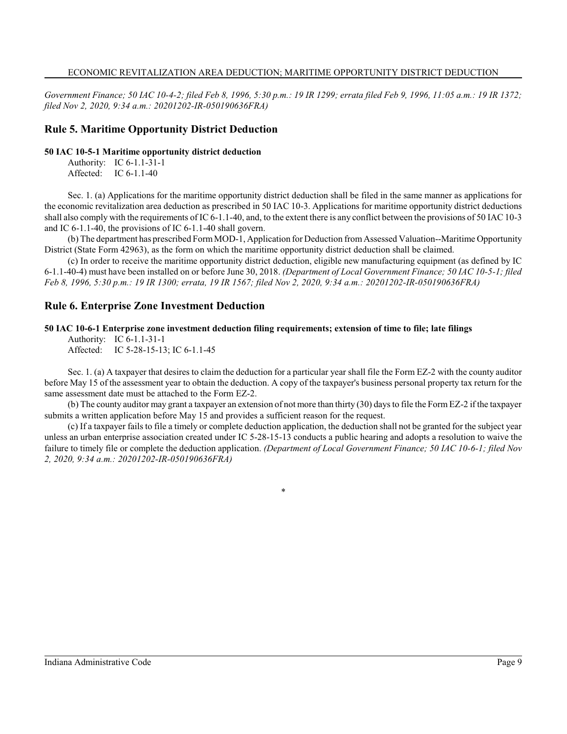*Government Finance; 50 IAC 10-4-2; filed Feb 8, 1996, 5:30 p.m.: 19 IR 1299; errata filed Feb 9, 1996, 11:05 a.m.: 19 IR 1372; filed Nov 2, 2020, 9:34 a.m.: 20201202-IR-050190636FRA)*

## Rule 5. Maritime Opportunity District Deduction

**50 IAC 10-5-1 Maritime opportunity district deduction**

Authority: IC 6-1.1-31-1
Affected: IC 6-1.1-40

Sec. 1. (a) Applications for the maritime opportunity district deduction shall be filed in the same manner as applications for the economic revitalization area deduction as prescribed in 50 IAC 10-3. Applications for maritime opportunity district deductions shall also comply with the requirements of IC 6-1.1-40, and, to the extent there is any conflict between the provisions of 50 IAC 10-3 and IC 6-1.1-40, the provisions of IC 6-1.1-40 shall govern.

(b) The department has prescribed Form MOD-1, Application for Deduction from Assessed Valuation--Maritime Opportunity District (State Form 42963), as the form on which the maritime opportunity district deduction shall be claimed.

(c) In order to receive the maritime opportunity district deduction, eligible new manufacturing equipment (as defined by IC 6-1.1-40-4) must have been installed on or before June 30, 2018. *(Department of Local Government Finance; 50 IAC 10-5-1; filed Feb 8, 1996, 5:30 p.m.: 19 IR 1300; errata, 19 IR 1567; filed Nov 2, 2020, 9:34 a.m.: 20201202-IR-050190636FRA)*

## Rule 6. Enterprise Zone Investment Deduction

**50 IAC 10-6-1 Enterprise zone investment deduction filing requirements; extension of time to file; late filings**

Authority: IC 6-1.1-31-1
Affected: IC 5-28-15-13; IC 6-1.1-45

Sec. 1. (a) A taxpayer that desires to claim the deduction for a particular year shall file the Form EZ-2 with the county auditor before May 15 of the assessment year to obtain the deduction. A copy of the taxpayer's business personal property tax return for the same assessment date must be attached to the Form EZ-2.

(b) The county auditor may grant a taxpayer an extension of not more than thirty (30) days to file the Form EZ-2 if the taxpayer submits a written application before May 15 and provides a sufficient reason for the request.

(c) If a taxpayer fails to file a timely or complete deduction application, the deduction shall not be granted for the subject year unless an urban enterprise association created under IC 5-28-15-13 conducts a public hearing and adopts a resolution to waive the failure to timely file or complete the deduction application. *(Department of Local Government Finance; 50 IAC 10-6-1; filed Nov 2, 2020, 9:34 a.m.: 20201202-IR-050190636FRA)*

*